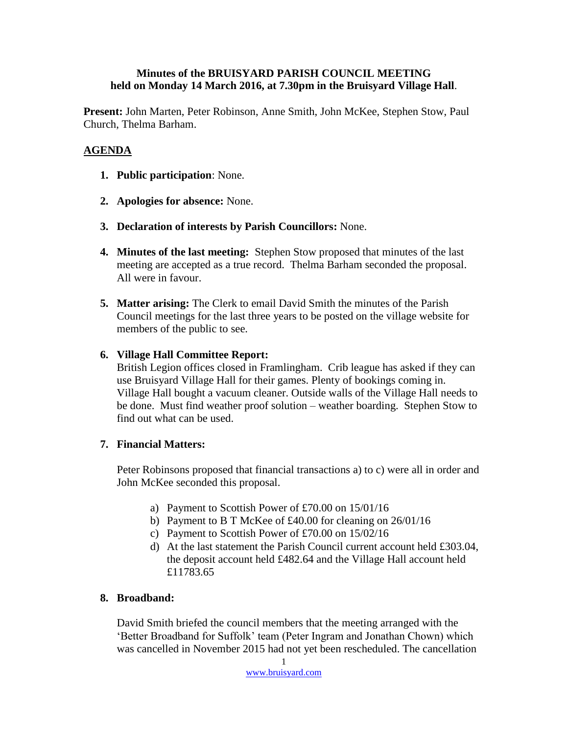**Minutes of the BRUISYARD PARISH COUNCIL MEETING held on Monday 14 March 2016, at 7.30pm in the Bruisyard Village Hall.**

**Present:** John Marten, Peter Robinson, Anne Smith, John McKee, Stephen Stow, Paul Church, Thelma Barham.

## AGENDA

1. **Public participation**: None.

2. **Apologies for absence:** None.

3. **Declaration of interests by Parish Councillors:** None.

4. **Minutes of the last meeting:** Stephen Stow proposed that minutes of the last meeting are accepted as a true record. Thelma Barham seconded the proposal. All were in favour.

5. **Matter arising:** The Clerk to email David Smith the minutes of the Parish Council meetings for the last three years to be posted on the village website for members of the public to see.

6. **Village Hall Committee Report:**

   British Legion offices closed in Framlingham. Crib league has asked if they can use Bruisyard Village Hall for their games. Plenty of bookings coming in. Village Hall bought a vacuum cleaner. Outside walls of the Village Hall needs to be done. Must find weather proof solution – weather boarding. Stephen Stow to find out what can be used.

7. **Financial Matters:**

   Peter Robinsons proposed that financial transactions a) to c) were all in order and John McKee seconded this proposal.

   a) Payment to Scottish Power of £70.00 on 15/01/16
   b) Payment to B T McKee of £40.00 for cleaning on 26/01/16
   c) Payment to Scottish Power of £70.00 on 15/02/16
   d) At the last statement the Parish Council current account held £303.04, the deposit account held £482.64 and the Village Hall account held £11783.65

8. **Broadband:**

   David Smith briefed the council members that the meeting arranged with the 'Better Broadband for Suffolk' team (Peter Ingram and Jonathan Chown) which was cancelled in November 2015 had not yet been rescheduled. The cancellation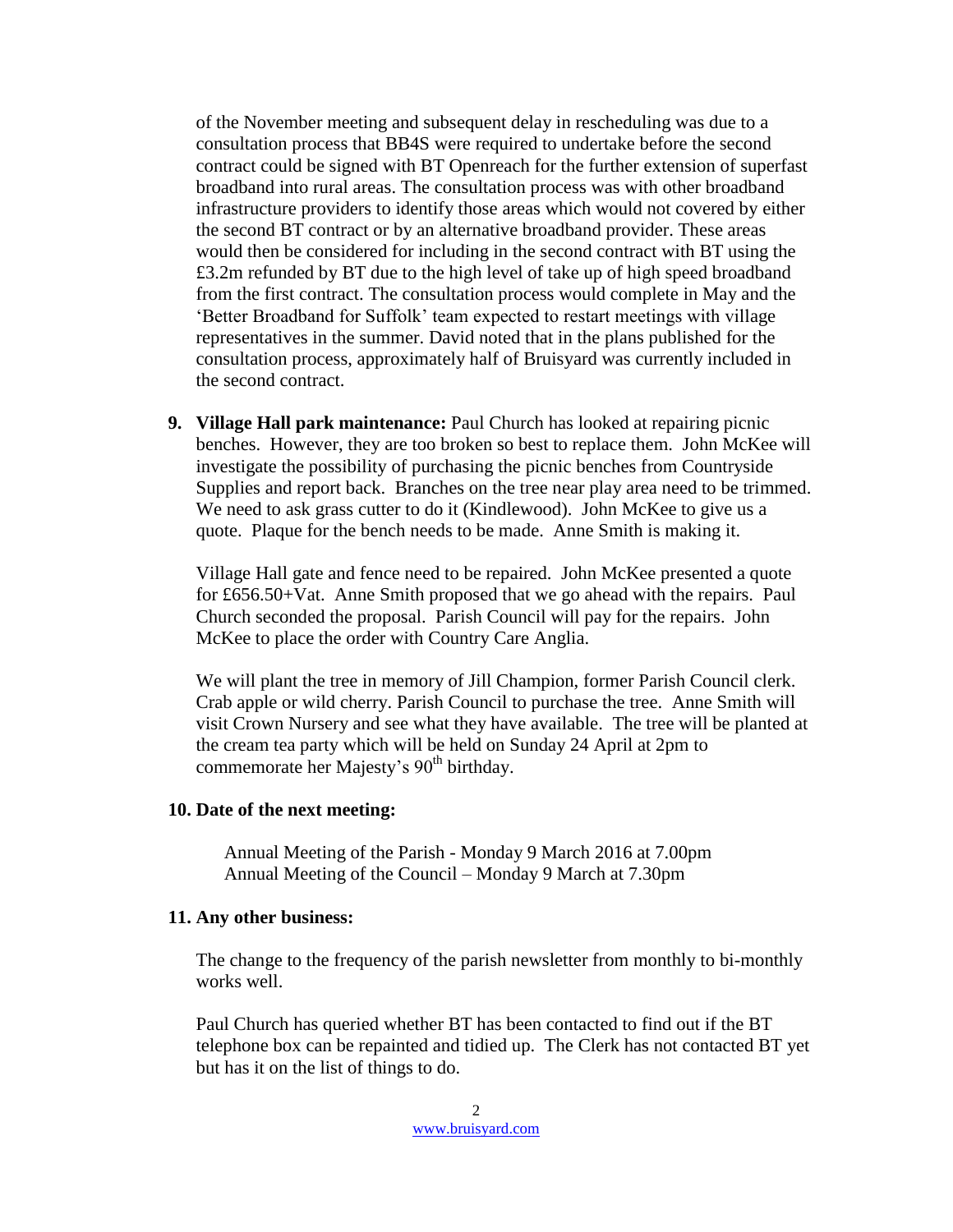of the November meeting and subsequent delay in rescheduling was due to a consultation process that BB4S were required to undertake before the second contract could be signed with BT Openreach for the further extension of superfast broadband into rural areas. The consultation process was with other broadband infrastructure providers to identify those areas which would not covered by either the second BT contract or by an alternative broadband provider. These areas would then be considered for including in the second contract with BT using the £3.2m refunded by BT due to the high level of take up of high speed broadband from the first contract. The consultation process would complete in May and the 'Better Broadband for Suffolk' team expected to restart meetings with village representatives in the summer. David noted that in the plans published for the consultation process, approximately half of Bruisyard was currently included in the second contract.

**9. Village Hall park maintenance:** Paul Church has looked at repairing picnic benches. However, they are too broken so best to replace them. John McKee will investigate the possibility of purchasing the picnic benches from Countryside Supplies and report back. Branches on the tree near play area need to be trimmed. We need to ask grass cutter to do it (Kindlewood). John McKee to give us a quote. Plaque for the bench needs to be made. Anne Smith is making it.

Village Hall gate and fence need to be repaired. John McKee presented a quote for £656.50+Vat. Anne Smith proposed that we go ahead with the repairs. Paul Church seconded the proposal. Parish Council will pay for the repairs. John McKee to place the order with Country Care Anglia.

We will plant the tree in memory of Jill Champion, former Parish Council clerk. Crab apple or wild cherry. Parish Council to purchase the tree. Anne Smith will visit Crown Nursery and see what they have available. The tree will be planted at the cream tea party which will be held on Sunday 24 April at 2pm to commemorate her Majesty's 90th birthday.

**10. Date of the next meeting:**

Annual Meeting of the Parish - Monday 9 March 2016 at 7.00pm
Annual Meeting of the Council – Monday 9 March at 7.30pm

**11. Any other business:**

The change to the frequency of the parish newsletter from monthly to bi-monthly works well.

Paul Church has queried whether BT has been contacted to find out if the BT telephone box can be repainted and tidied up. The Clerk has not contacted BT yet but has it on the list of things to do.

www.bruisyard.com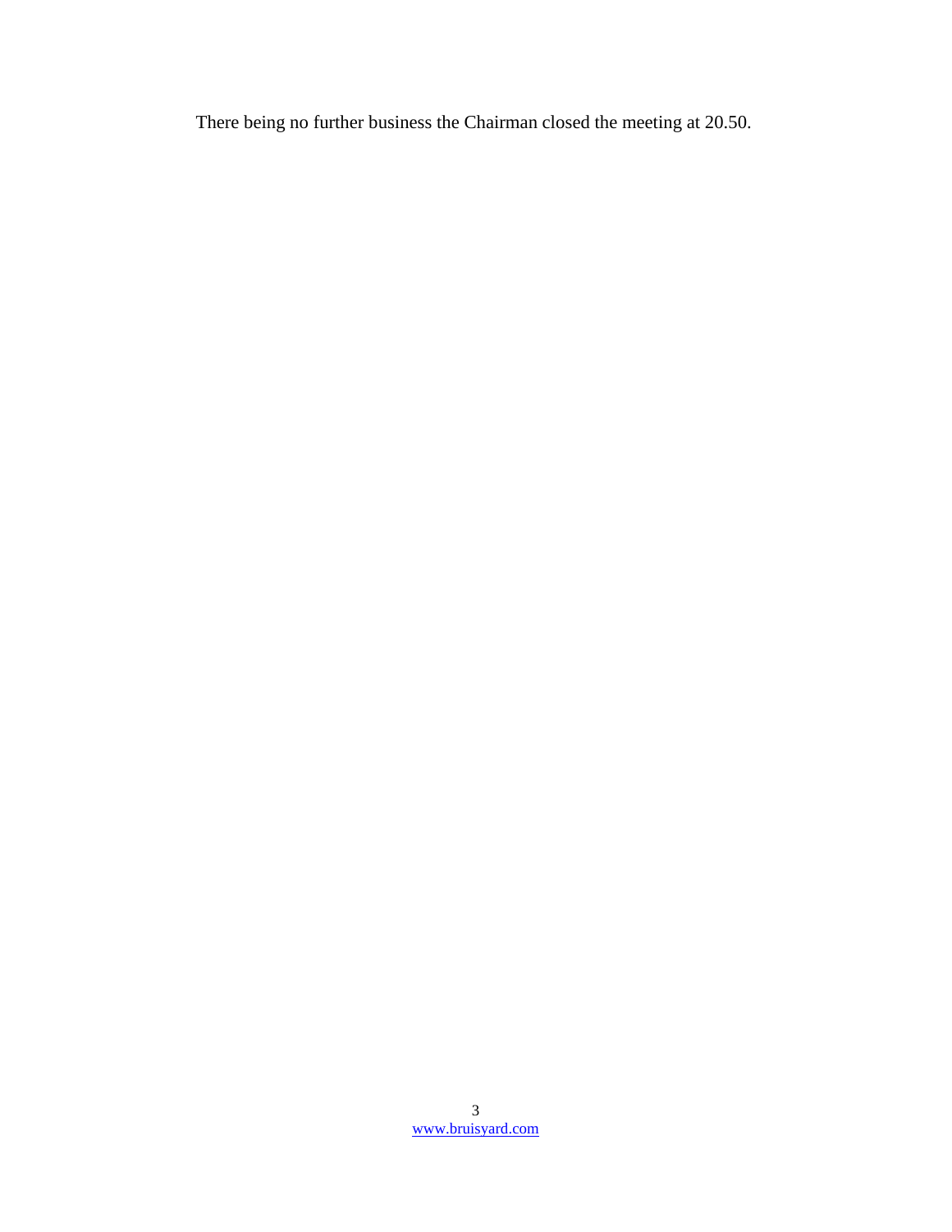There being no further business the Chairman closed the meeting at 20.50.